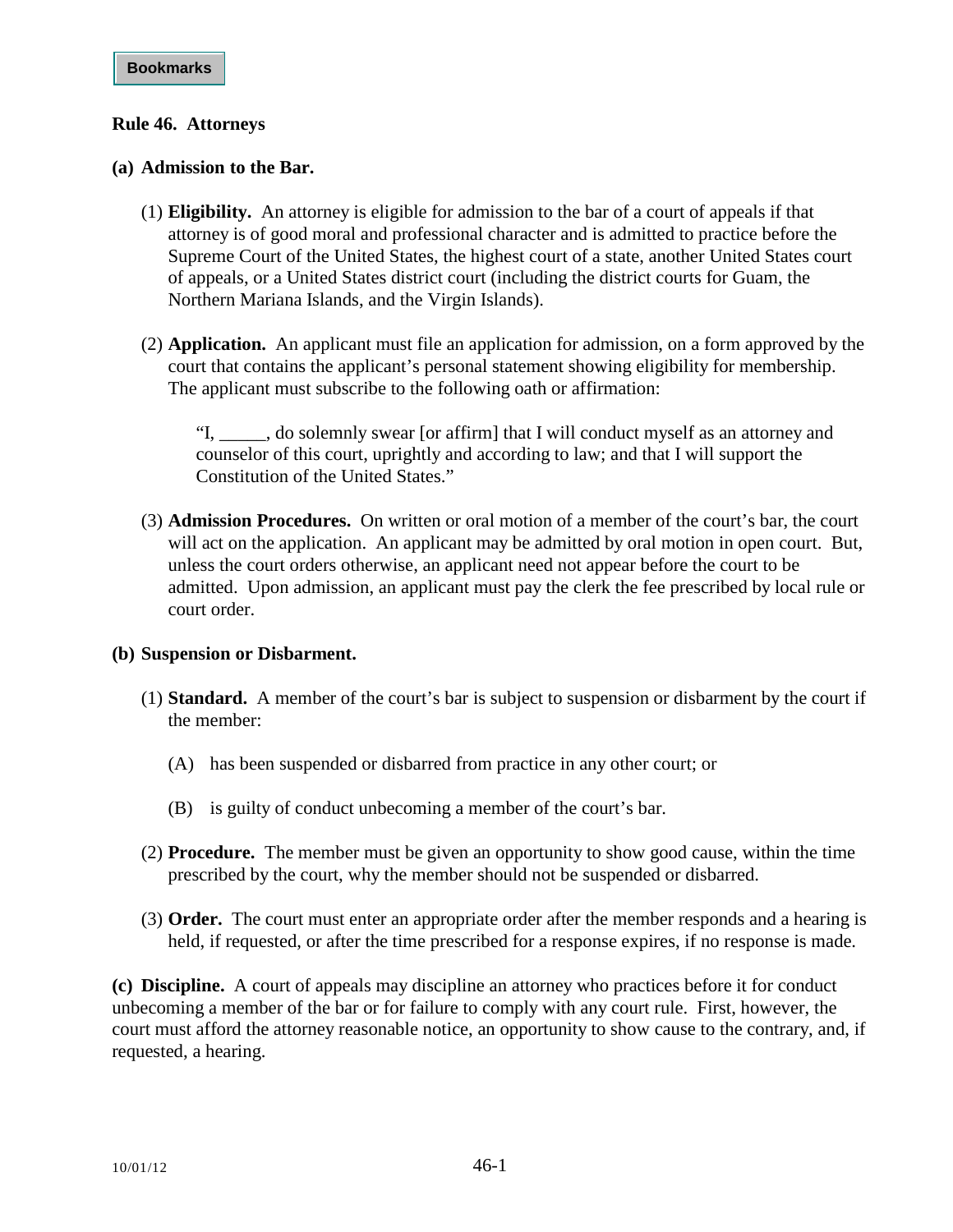# Rule 46. Attorneys

## (a) Admission to the Bar.

(1) **Eligibility.** An attorney is eligible for admission to the bar of a court of appeals if that attorney is of good moral and professional character and is admitted to practice before the Supreme Court of the United States, the highest court of a state, another United States court of appeals, or a United States district court (including the district courts for Guam, the Northern Mariana Islands, and the Virgin Islands).

(2) **Application.** An applicant must file an application for admission, on a form approved by the court that contains the applicant's personal statement showing eligibility for membership. The applicant must subscribe to the following oath or affirmation:

> "I, _____, do solemnly swear [or affirm] that I will conduct myself as an attorney and counselor of this court, uprightly and according to law; and that I will support the Constitution of the United States."

(3) **Admission Procedures.** On written or oral motion of a member of the court's bar, the court will act on the application. An applicant may be admitted by oral motion in open court. But, unless the court orders otherwise, an applicant need not appear before the court to be admitted. Upon admission, an applicant must pay the clerk the fee prescribed by local rule or court order.

## (b) Suspension or Disbarment.

(1) **Standard.** A member of the court's bar is subject to suspension or disbarment by the court if the member:

(A) has been suspended or disbarred from practice in any other court; or

(B) is guilty of conduct unbecoming a member of the court's bar.

(2) **Procedure.** The member must be given an opportunity to show good cause, within the time prescribed by the court, why the member should not be suspended or disbarred.

(3) **Order.** The court must enter an appropriate order after the member responds and a hearing is held, if requested, or after the time prescribed for a response expires, if no response is made.

**(c) Discipline.** A court of appeals may discipline an attorney who practices before it for conduct unbecoming a member of the bar or for failure to comply with any court rule. First, however, the court must afford the attorney reasonable notice, an opportunity to show cause to the contrary, and, if requested, a hearing.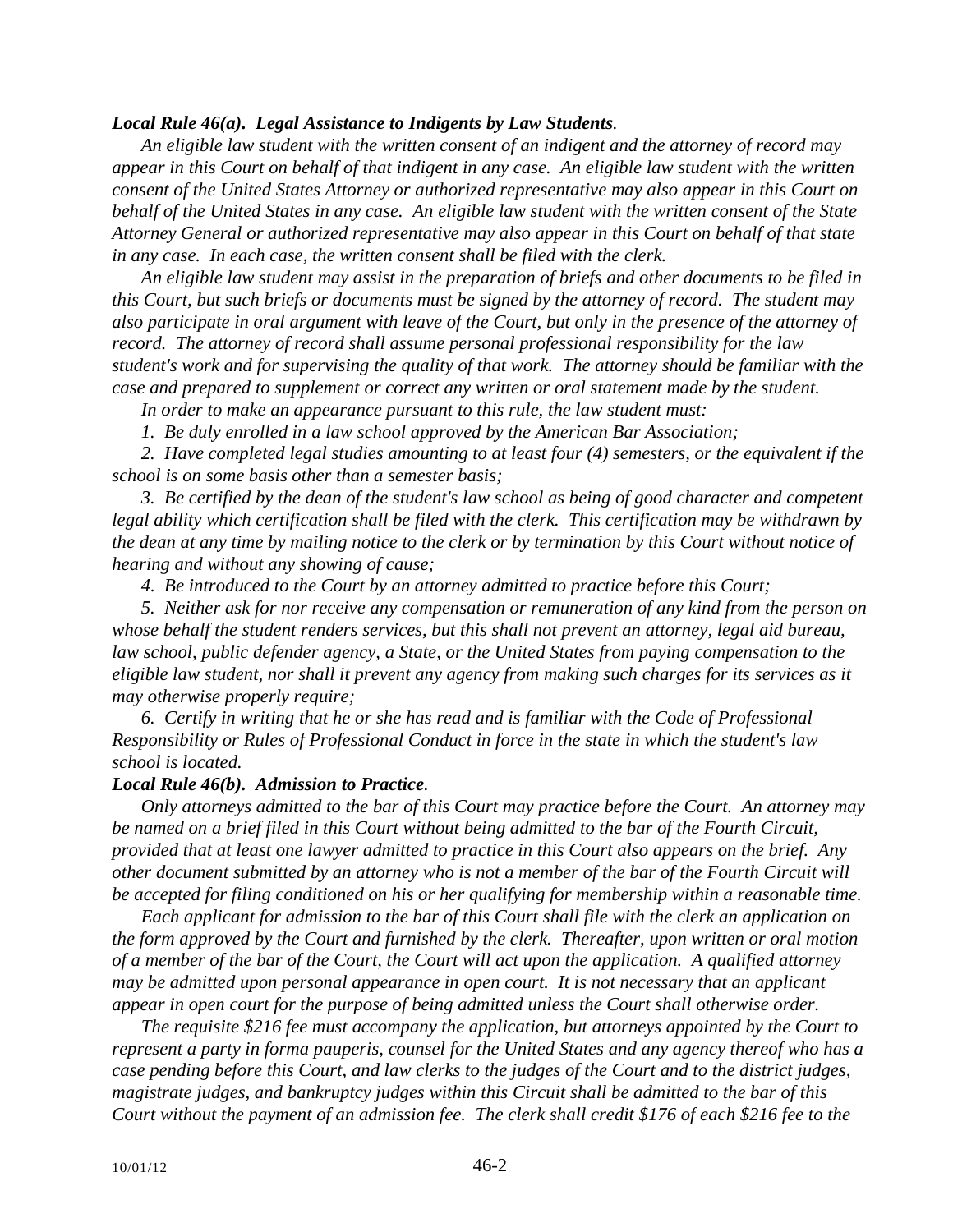***Local Rule 46(a). Legal Assistance to Indigents by Law Students.***

*An eligible law student with the written consent of an indigent and the attorney of record may appear in this Court on behalf of that indigent in any case. An eligible law student with the written consent of the United States Attorney or authorized representative may also appear in this Court on behalf of the United States in any case. An eligible law student with the written consent of the State Attorney General or authorized representative may also appear in this Court on behalf of that state in any case. In each case, the written consent shall be filed with the clerk.*

*An eligible law student may assist in the preparation of briefs and other documents to be filed in this Court, but such briefs or documents must be signed by the attorney of record. The student may also participate in oral argument with leave of the Court, but only in the presence of the attorney of record. The attorney of record shall assume personal professional responsibility for the law student's work and for supervising the quality of that work. The attorney should be familiar with the case and prepared to supplement or correct any written or oral statement made by the student.*

*In order to make an appearance pursuant to this rule, the law student must:*

*1. Be duly enrolled in a law school approved by the American Bar Association;*

*2. Have completed legal studies amounting to at least four (4) semesters, or the equivalent if the school is on some basis other than a semester basis;*

*3. Be certified by the dean of the student's law school as being of good character and competent legal ability which certification shall be filed with the clerk. This certification may be withdrawn by the dean at any time by mailing notice to the clerk or by termination by this Court without notice of hearing and without any showing of cause;*

*4. Be introduced to the Court by an attorney admitted to practice before this Court;*

*5. Neither ask for nor receive any compensation or remuneration of any kind from the person on whose behalf the student renders services, but this shall not prevent an attorney, legal aid bureau, law school, public defender agency, a State, or the United States from paying compensation to the eligible law student, nor shall it prevent any agency from making such charges for its services as it may otherwise properly require;*

*6. Certify in writing that he or she has read and is familiar with the Code of Professional Responsibility or Rules of Professional Conduct in force in the state in which the student's law school is located.*

***Local Rule 46(b). Admission to Practice.***

*Only attorneys admitted to the bar of this Court may practice before the Court. An attorney may be named on a brief filed in this Court without being admitted to the bar of the Fourth Circuit, provided that at least one lawyer admitted to practice in this Court also appears on the brief. Any other document submitted by an attorney who is not a member of the bar of the Fourth Circuit will be accepted for filing conditioned on his or her qualifying for membership within a reasonable time.*

*Each applicant for admission to the bar of this Court shall file with the clerk an application on the form approved by the Court and furnished by the clerk. Thereafter, upon written or oral motion of a member of the bar of the Court, the Court will act upon the application. A qualified attorney may be admitted upon personal appearance in open court. It is not necessary that an applicant appear in open court for the purpose of being admitted unless the Court shall otherwise order.*

*The requisite $216 fee must accompany the application, but attorneys appointed by the Court to represent a party in forma pauperis, counsel for the United States and any agency thereof who has a case pending before this Court, and law clerks to the judges of the Court and to the district judges, magistrate judges, and bankruptcy judges within this Circuit shall be admitted to the bar of this Court without the payment of an admission fee. The clerk shall credit $176 of each $216 fee to the*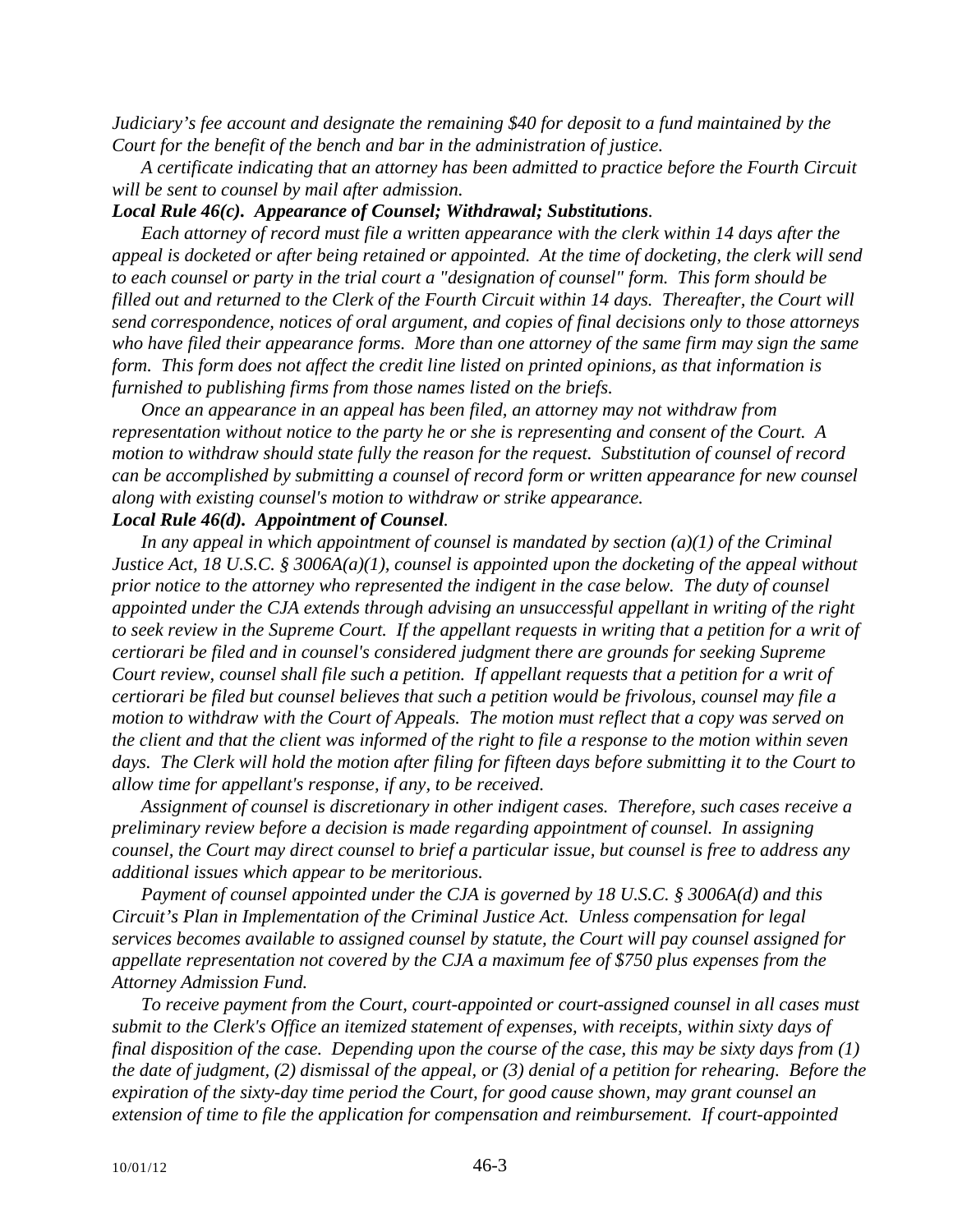*Judiciary's fee account and designate the remaining $40 for deposit to a fund maintained by the Court for the benefit of the bench and bar in the administration of justice.*

*A certificate indicating that an attorney has been admitted to practice before the Fourth Circuit will be sent to counsel by mail after admission.*

***Local Rule 46(c). Appearance of Counsel; Withdrawal; Substitutions.***

*Each attorney of record must file a written appearance with the clerk within 14 days after the appeal is docketed or after being retained or appointed. At the time of docketing, the clerk will send to each counsel or party in the trial court a "designation of counsel" form. This form should be filled out and returned to the Clerk of the Fourth Circuit within 14 days. Thereafter, the Court will send correspondence, notices of oral argument, and copies of final decisions only to those attorneys who have filed their appearance forms. More than one attorney of the same firm may sign the same form. This form does not affect the credit line listed on printed opinions, as that information is furnished to publishing firms from those names listed on the briefs.*

*Once an appearance in an appeal has been filed, an attorney may not withdraw from representation without notice to the party he or she is representing and consent of the Court. A motion to withdraw should state fully the reason for the request. Substitution of counsel of record can be accomplished by submitting a counsel of record form or written appearance for new counsel along with existing counsel's motion to withdraw or strike appearance.*

***Local Rule 46(d). Appointment of Counsel.***

*In any appeal in which appointment of counsel is mandated by section (a)(1) of the Criminal Justice Act, 18 U.S.C. § 3006A(a)(1), counsel is appointed upon the docketing of the appeal without prior notice to the attorney who represented the indigent in the case below. The duty of counsel appointed under the CJA extends through advising an unsuccessful appellant in writing of the right to seek review in the Supreme Court. If the appellant requests in writing that a petition for a writ of certiorari be filed and in counsel's considered judgment there are grounds for seeking Supreme Court review, counsel shall file such a petition. If appellant requests that a petition for a writ of certiorari be filed but counsel believes that such a petition would be frivolous, counsel may file a motion to withdraw with the Court of Appeals. The motion must reflect that a copy was served on the client and that the client was informed of the right to file a response to the motion within seven days. The Clerk will hold the motion after filing for fifteen days before submitting it to the Court to allow time for appellant's response, if any, to be received.*

*Assignment of counsel is discretionary in other indigent cases. Therefore, such cases receive a preliminary review before a decision is made regarding appointment of counsel. In assigning counsel, the Court may direct counsel to brief a particular issue, but counsel is free to address any additional issues which appear to be meritorious.*

*Payment of counsel appointed under the CJA is governed by 18 U.S.C. § 3006A(d) and this Circuit's Plan in Implementation of the Criminal Justice Act. Unless compensation for legal services becomes available to assigned counsel by statute, the Court will pay counsel assigned for appellate representation not covered by the CJA a maximum fee of $750 plus expenses from the Attorney Admission Fund.*

*To receive payment from the Court, court-appointed or court-assigned counsel in all cases must submit to the Clerk's Office an itemized statement of expenses, with receipts, within sixty days of final disposition of the case. Depending upon the course of the case, this may be sixty days from (1) the date of judgment, (2) dismissal of the appeal, or (3) denial of a petition for rehearing. Before the expiration of the sixty-day time period the Court, for good cause shown, may grant counsel an extension of time to file the application for compensation and reimbursement. If court-appointed*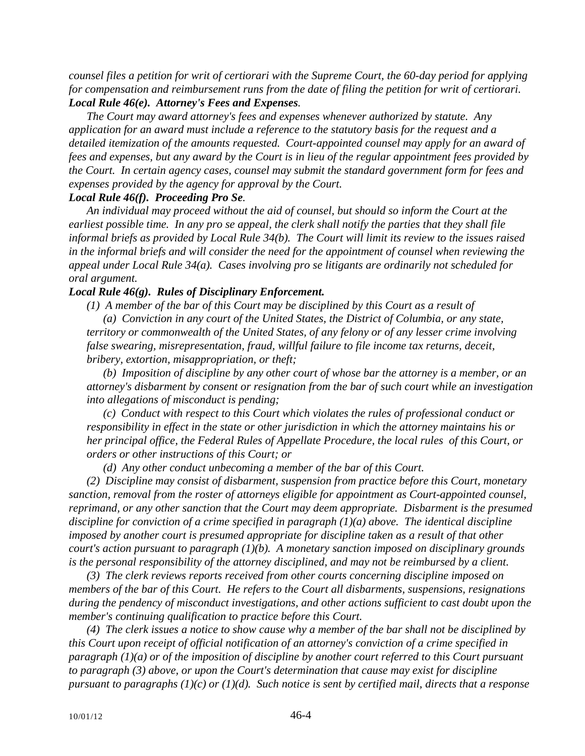*counsel files a petition for writ of certiorari with the Supreme Court, the 60-day period for applying for compensation and reimbursement runs from the date of filing the petition for writ of certiorari.*

***Local Rule 46(e). Attorney's Fees and Expenses.***

*The Court may award attorney's fees and expenses whenever authorized by statute. Any application for an award must include a reference to the statutory basis for the request and a detailed itemization of the amounts requested. Court-appointed counsel may apply for an award of fees and expenses, but any award by the Court is in lieu of the regular appointment fees provided by the Court. In certain agency cases, counsel may submit the standard government form for fees and expenses provided by the agency for approval by the Court.*

***Local Rule 46(f). Proceeding Pro Se.***

*An individual may proceed without the aid of counsel, but should so inform the Court at the earliest possible time. In any pro se appeal, the clerk shall notify the parties that they shall file informal briefs as provided by Local Rule 34(b). The Court will limit its review to the issues raised in the informal briefs and will consider the need for the appointment of counsel when reviewing the appeal under Local Rule 34(a). Cases involving pro se litigants are ordinarily not scheduled for oral argument.*

***Local Rule 46(g). Rules of Disciplinary Enforcement.***

*(1) A member of the bar of this Court may be disciplined by this Court as a result of*

*(a) Conviction in any court of the United States, the District of Columbia, or any state, territory or commonwealth of the United States, of any felony or of any lesser crime involving false swearing, misrepresentation, fraud, willful failure to file income tax returns, deceit, bribery, extortion, misappropriation, or theft;*

*(b) Imposition of discipline by any other court of whose bar the attorney is a member, or an attorney's disbarment by consent or resignation from the bar of such court while an investigation into allegations of misconduct is pending;*

*(c) Conduct with respect to this Court which violates the rules of professional conduct or responsibility in effect in the state or other jurisdiction in which the attorney maintains his or her principal office, the Federal Rules of Appellate Procedure, the local rules of this Court, or orders or other instructions of this Court; or*

*(d) Any other conduct unbecoming a member of the bar of this Court.*

*(2) Discipline may consist of disbarment, suspension from practice before this Court, monetary sanction, removal from the roster of attorneys eligible for appointment as Court-appointed counsel, reprimand, or any other sanction that the Court may deem appropriate. Disbarment is the presumed discipline for conviction of a crime specified in paragraph (1)(a) above. The identical discipline imposed by another court is presumed appropriate for discipline taken as a result of that other court's action pursuant to paragraph (1)(b). A monetary sanction imposed on disciplinary grounds is the personal responsibility of the attorney disciplined, and may not be reimbursed by a client.*

*(3) The clerk reviews reports received from other courts concerning discipline imposed on members of the bar of this Court. He refers to the Court all disbarments, suspensions, resignations during the pendency of misconduct investigations, and other actions sufficient to cast doubt upon the member's continuing qualification to practice before this Court.*

*(4) The clerk issues a notice to show cause why a member of the bar shall not be disciplined by this Court upon receipt of official notification of an attorney's conviction of a crime specified in paragraph (1)(a) or of the imposition of discipline by another court referred to this Court pursuant to paragraph (3) above, or upon the Court's determination that cause may exist for discipline pursuant to paragraphs (1)(c) or (1)(d). Such notice is sent by certified mail, directs that a response*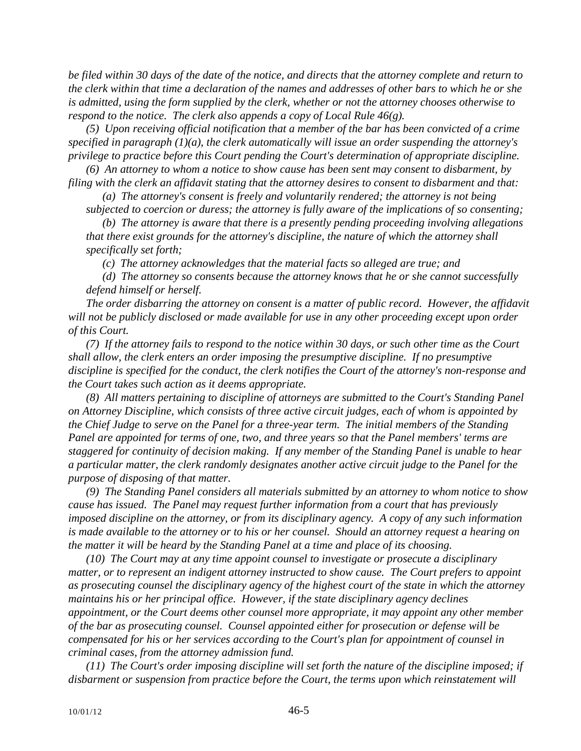*be filed within 30 days of the date of the notice, and directs that the attorney complete and return to the clerk within that time a declaration of the names and addresses of other bars to which he or she is admitted, using the form supplied by the clerk, whether or not the attorney chooses otherwise to respond to the notice. The clerk also appends a copy of Local Rule 46(g).*

*(5) Upon receiving official notification that a member of the bar has been convicted of a crime specified in paragraph (1)(a), the clerk automatically will issue an order suspending the attorney's privilege to practice before this Court pending the Court's determination of appropriate discipline.*

*(6) An attorney to whom a notice to show cause has been sent may consent to disbarment, by filing with the clerk an affidavit stating that the attorney desires to consent to disbarment and that:*

*(a) The attorney's consent is freely and voluntarily rendered; the attorney is not being subjected to coercion or duress; the attorney is fully aware of the implications of so consenting;*

*(b) The attorney is aware that there is a presently pending proceeding involving allegations that there exist grounds for the attorney's discipline, the nature of which the attorney shall specifically set forth;*

*(c) The attorney acknowledges that the material facts so alleged are true; and*

*(d) The attorney so consents because the attorney knows that he or she cannot successfully defend himself or herself.*

*The order disbarring the attorney on consent is a matter of public record. However, the affidavit will not be publicly disclosed or made available for use in any other proceeding except upon order of this Court.*

*(7) If the attorney fails to respond to the notice within 30 days, or such other time as the Court shall allow, the clerk enters an order imposing the presumptive discipline. If no presumptive discipline is specified for the conduct, the clerk notifies the Court of the attorney's non-response and the Court takes such action as it deems appropriate.*

*(8) All matters pertaining to discipline of attorneys are submitted to the Court's Standing Panel on Attorney Discipline, which consists of three active circuit judges, each of whom is appointed by the Chief Judge to serve on the Panel for a three-year term. The initial members of the Standing Panel are appointed for terms of one, two, and three years so that the Panel members' terms are staggered for continuity of decision making. If any member of the Standing Panel is unable to hear a particular matter, the clerk randomly designates another active circuit judge to the Panel for the purpose of disposing of that matter.*

*(9) The Standing Panel considers all materials submitted by an attorney to whom notice to show cause has issued. The Panel may request further information from a court that has previously imposed discipline on the attorney, or from its disciplinary agency. A copy of any such information is made available to the attorney or to his or her counsel. Should an attorney request a hearing on the matter it will be heard by the Standing Panel at a time and place of its choosing.*

*(10) The Court may at any time appoint counsel to investigate or prosecute a disciplinary matter, or to represent an indigent attorney instructed to show cause. The Court prefers to appoint as prosecuting counsel the disciplinary agency of the highest court of the state in which the attorney maintains his or her principal office. However, if the state disciplinary agency declines appointment, or the Court deems other counsel more appropriate, it may appoint any other member of the bar as prosecuting counsel. Counsel appointed either for prosecution or defense will be compensated for his or her services according to the Court's plan for appointment of counsel in criminal cases, from the attorney admission fund.*

*(11) The Court's order imposing discipline will set forth the nature of the discipline imposed; if disbarment or suspension from practice before the Court, the terms upon which reinstatement will*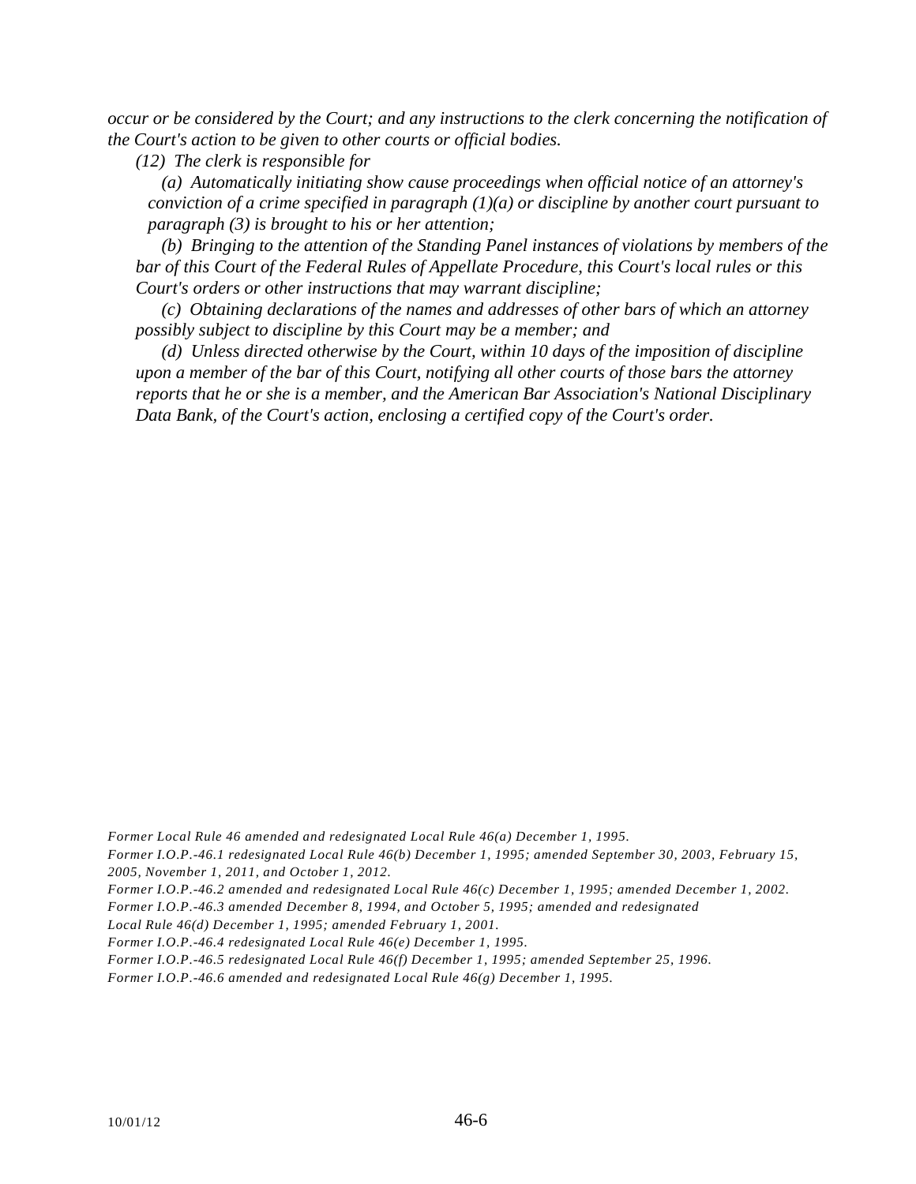*occur or be considered by the Court; and any instructions to the clerk concerning the notification of the Court's action to be given to other courts or official bodies.*

*(12) The clerk is responsible for*

*(a) Automatically initiating show cause proceedings when official notice of an attorney's conviction of a crime specified in paragraph (1)(a) or discipline by another court pursuant to paragraph (3) is brought to his or her attention;*

*(b) Bringing to the attention of the Standing Panel instances of violations by members of the bar of this Court of the Federal Rules of Appellate Procedure, this Court's local rules or this Court's orders or other instructions that may warrant discipline;*

*(c) Obtaining declarations of the names and addresses of other bars of which an attorney possibly subject to discipline by this Court may be a member; and*

*(d) Unless directed otherwise by the Court, within 10 days of the imposition of discipline upon a member of the bar of this Court, notifying all other courts of those bars the attorney reports that he or she is a member, and the American Bar Association's National Disciplinary Data Bank, of the Court's action, enclosing a certified copy of the Court's order.*

*Former Local Rule 46 amended and redesignated Local Rule 46(a) December 1, 1995.*
*Former I.O.P.-46.1 redesignated Local Rule 46(b) December 1, 1995; amended September 30, 2003, February 15, 2005, November 1, 2011, and October 1, 2012.*
*Former I.O.P.-46.2 amended and redesignated Local Rule 46(c) December 1, 1995; amended December 1, 2002.*
*Former I.O.P.-46.3 amended December 8, 1994, and October 5, 1995; amended and redesignated Local Rule 46(d) December 1, 1995; amended February 1, 2001.*
*Former I.O.P.-46.4 redesignated Local Rule 46(e) December 1, 1995.*
*Former I.O.P.-46.5 redesignated Local Rule 46(f) December 1, 1995; amended September 25, 1996.*
*Former I.O.P.-46.6 amended and redesignated Local Rule 46(g) December 1, 1995.*